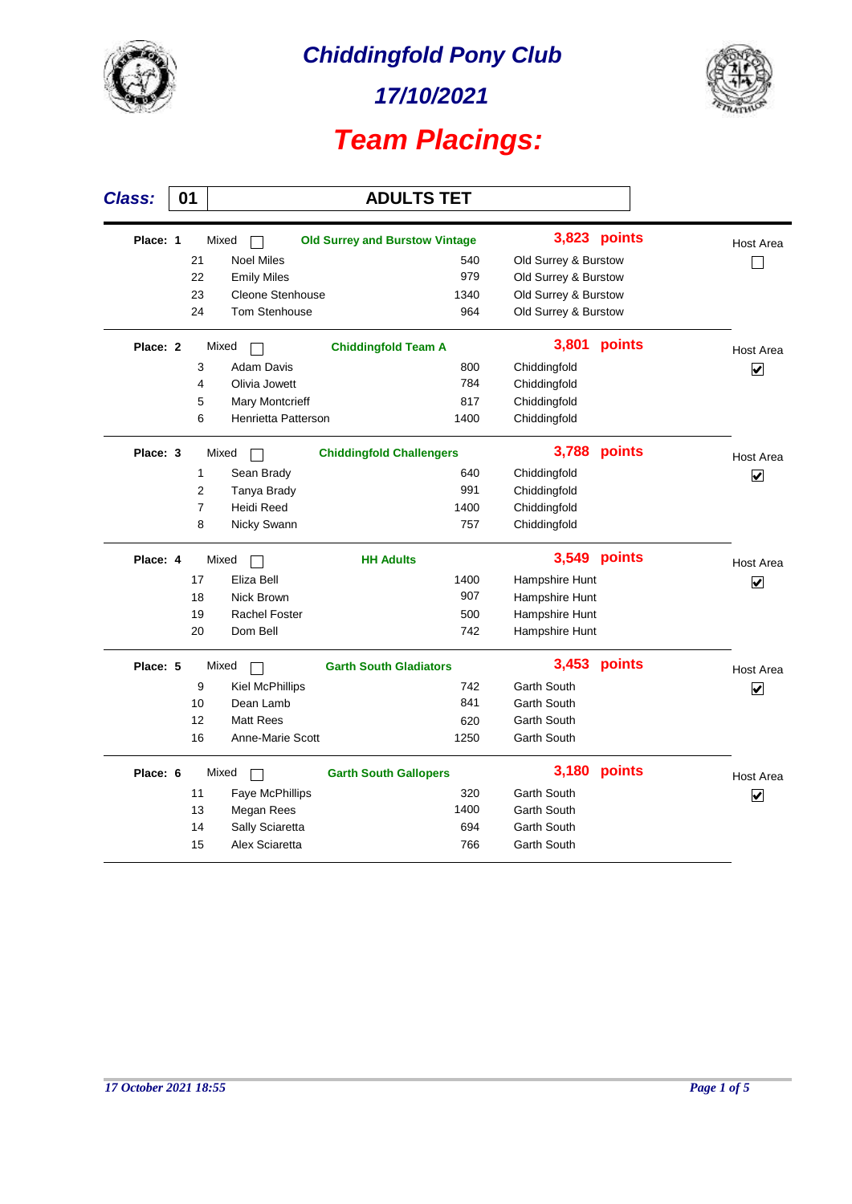# Chiddingfold Pony Club

## 17/10/2021

# Team Placings:

**Class:** 01 — **ADULTS TET**

| Place | No. | Name | Score | Area | Points | Host Area |
|---|---|---|---|---|---|---|
| **Place: 1** | Mixed ☐ | **Old Surrey and Burstow Vintage** | | | **3,823 points** | Host Area ☐ |
| | 21 | Noel Miles | 540 | Old Surrey & Burstow | | |
| | 22 | Emily Miles | 979 | Old Surrey & Burstow | | |
| | 23 | Cleone Stenhouse | 1340 | Old Surrey & Burstow | | |
| | 24 | Tom Stenhouse | 964 | Old Surrey & Burstow | | |
| **Place: 2** | Mixed ☐ | **Chiddingfold Team A** | | | **3,801 points** | Host Area ☑ |
| | 3 | Adam Davis | 800 | Chiddingfold | | |
| | 4 | Olivia Jowett | 784 | Chiddingfold | | |
| | 5 | Mary Montcrieff | 817 | Chiddingfold | | |
| | 6 | Henrietta Patterson | 1400 | Chiddingfold | | |
| **Place: 3** | Mixed ☐ | **Chiddingfold Challengers** | | | **3,788 points** | Host Area ☑ |
| | 1 | Sean Brady | 640 | Chiddingfold | | |
| | 2 | Tanya Brady | 991 | Chiddingfold | | |
| | 7 | Heidi Reed | 1400 | Chiddingfold | | |
| | 8 | Nicky Swann | 757 | Chiddingfold | | |
| **Place: 4** | Mixed ☐ | **HH Adults** | | | **3,549 points** | Host Area ☑ |
| | 17 | Eliza Bell | 1400 | Hampshire Hunt | | |
| | 18 | Nick Brown | 907 | Hampshire Hunt | | |
| | 19 | Rachel Foster | 500 | Hampshire Hunt | | |
| | 20 | Dom Bell | 742 | Hampshire Hunt | | |
| **Place: 5** | Mixed ☐ | **Garth South Gladiators** | | | **3,453 points** | Host Area ☑ |
| | 9 | Kiel McPhillips | 742 | Garth South | | |
| | 10 | Dean Lamb | 841 | Garth South | | |
| | 12 | Matt Rees | 620 | Garth South | | |
| | 16 | Anne-Marie Scott | 1250 | Garth South | | |
| **Place: 6** | Mixed ☐ | **Garth South Gallopers** | | | **3,180 points** | Host Area ☑ |
| | 11 | Faye McPhillips | 320 | Garth South | | |
| | 13 | Megan Rees | 1400 | Garth South | | |
| | 14 | Sally Sciaretta | 694 | Garth South | | |
| | 15 | Alex Sciaretta | 766 | Garth South | | |

*17 October 2021 18:55*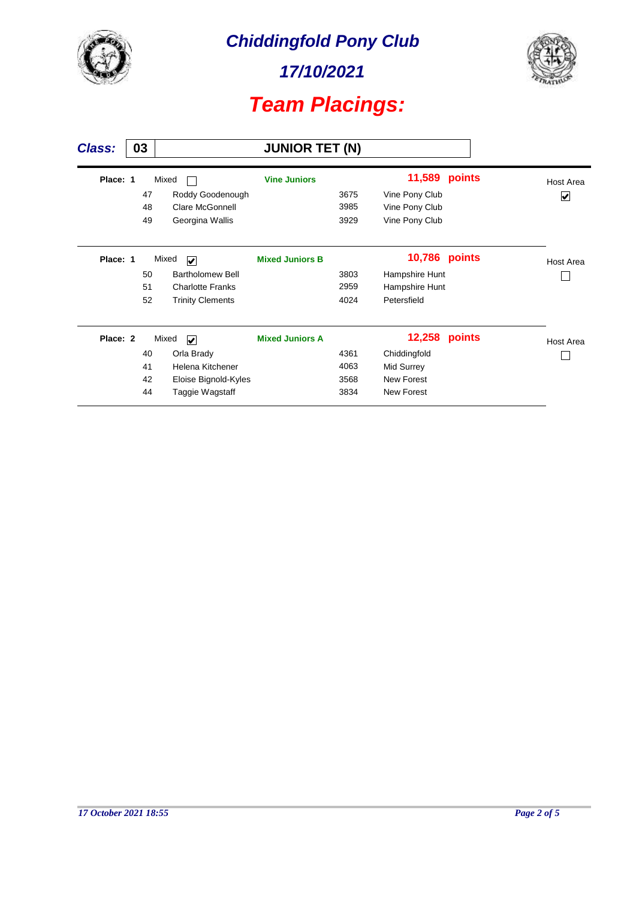# Chiddingfold Pony Club

## 17/10/2021

# Team Placings:

**Class: 03 — JUNIOR TET (N)**

**Place: 1** Mixed ☐ **Vine Juniors** — **11,589 points** — Host Area ☑

| No. | Name | Score | Club |
|---|---|---|---|
| 47 | Roddy Goodenough | 3675 | Vine Pony Club |
| 48 | Clare McGonnell | 3985 | Vine Pony Club |
| 49 | Georgina Wallis | 3929 | Vine Pony Club |

**Place: 1** Mixed ☑ **Mixed Juniors B** — **10,786 points** — Host Area ☐

| No. | Name | Score | Club |
|---|---|---|---|
| 50 | Bartholomew Bell | 3803 | Hampshire Hunt |
| 51 | Charlotte Franks | 2959 | Hampshire Hunt |
| 52 | Trinity Clements | 4024 | Petersfield |

**Place: 2** Mixed ☑ **Mixed Juniors A** — **12,258 points** — Host Area ☐

| No. | Name | Score | Club |
|---|---|---|---|
| 40 | Orla Brady | 4361 | Chiddingfold |
| 41 | Helena Kitchener | 4063 | Mid Surrey |
| 42 | Eloise Bignold-Kyles | 3568 | New Forest |
| 44 | Taggie Wagstaff | 3834 | New Forest |

*17 October 2021 18:55*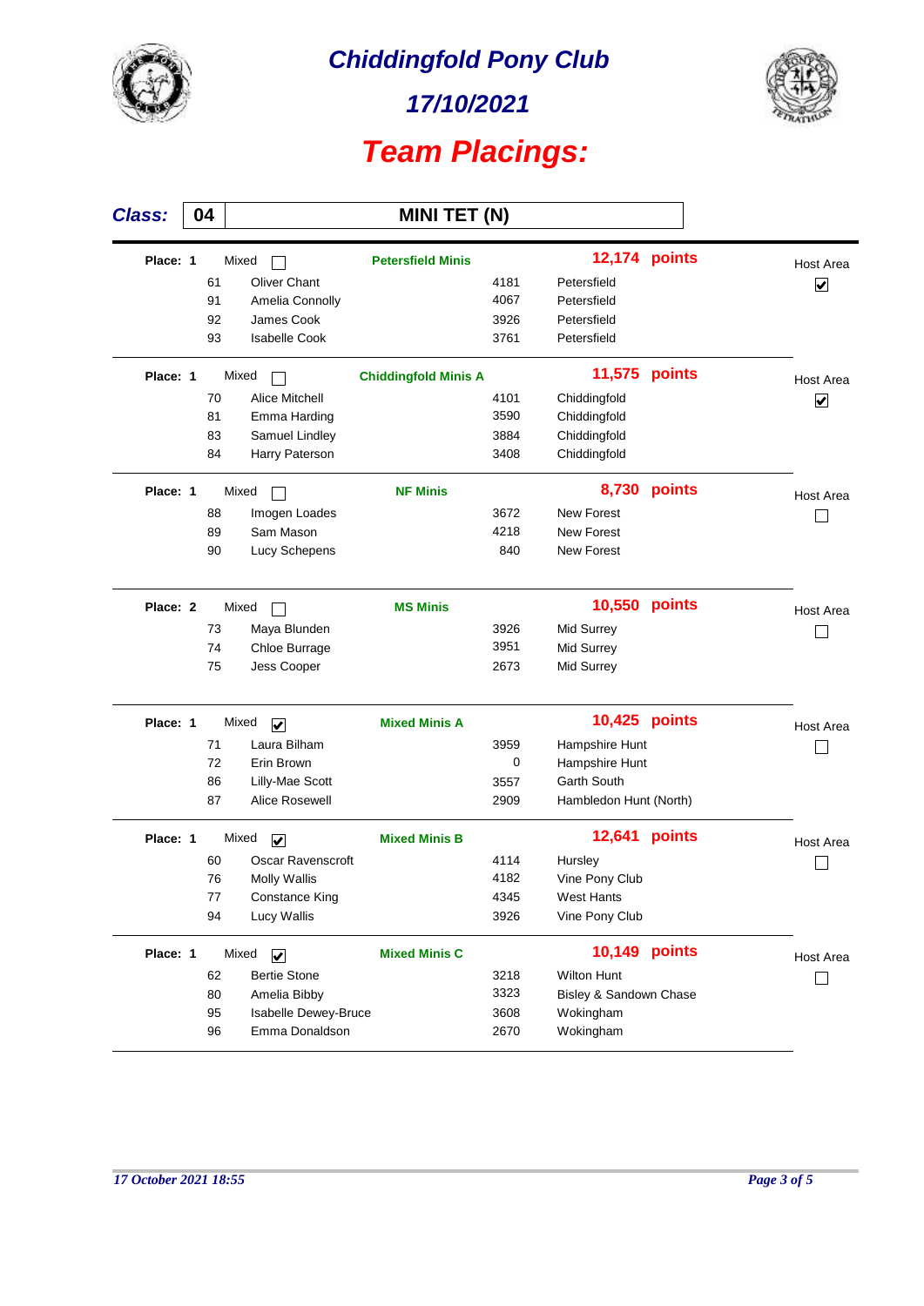# Chiddingfold Pony Club

## 17/10/2021

# Team Placings:

**Class:** 04 — **MINI TET (N)**

---

**Place: 1** — Mixed ☐ — **Petersfield Minis** — **12,174 points** — Host Area ☑

| No. | Name | Score | Club |
|---|---|---|---|
| 61 | Oliver Chant | 4181 | Petersfield |
| 91 | Amelia Connolly | 4067 | Petersfield |
| 92 | James Cook | 3926 | Petersfield |
| 93 | Isabelle Cook | 3761 | Petersfield |

---

**Place: 1** — Mixed ☐ — **Chiddingfold Minis A** — **11,575 points** — Host Area ☑

| No. | Name | Score | Club |
|---|---|---|---|
| 70 | Alice Mitchell | 4101 | Chiddingfold |
| 81 | Emma Harding | 3590 | Chiddingfold |
| 83 | Samuel Lindley | 3884 | Chiddingfold |
| 84 | Harry Paterson | 3408 | Chiddingfold |

---

**Place: 1** — Mixed ☐ — **NF Minis** — **8,730 points** — Host Area ☐

| No. | Name | Score | Club |
|---|---|---|---|
| 88 | Imogen Loades | 3672 | New Forest |
| 89 | Sam Mason | 4218 | New Forest |
| 90 | Lucy Schepens | 840 | New Forest |

---

**Place: 2** — Mixed ☐ — **MS Minis** — **10,550 points** — Host Area ☐

| No. | Name | Score | Club |
|---|---|---|---|
| 73 | Maya Blunden | 3926 | Mid Surrey |
| 74 | Chloe Burrage | 3951 | Mid Surrey |
| 75 | Jess Cooper | 2673 | Mid Surrey |

---

**Place: 1** — Mixed ☑ — **Mixed Minis A** — **10,425 points** — Host Area ☐

| No. | Name | Score | Club |
|---|---|---|---|
| 71 | Laura Bilham | 3959 | Hampshire Hunt |
| 72 | Erin Brown | 0 | Hampshire Hunt |
| 86 | Lilly-Mae Scott | 3557 | Garth South |
| 87 | Alice Rosewell | 2909 | Hambledon Hunt (North) |

---

**Place: 1** — Mixed ☑ — **Mixed Minis B** — **12,641 points** — Host Area ☐

| No. | Name | Score | Club |
|---|---|---|---|
| 60 | Oscar Ravenscroft | 4114 | Hursley |
| 76 | Molly Wallis | 4182 | Vine Pony Club |
| 77 | Constance King | 4345 | West Hants |
| 94 | Lucy Wallis | 3926 | Vine Pony Club |

---

**Place: 1** — Mixed ☑ — **Mixed Minis C** — **10,149 points** — Host Area ☐

| No. | Name | Score | Club |
|---|---|---|---|
| 62 | Bertie Stone | 3218 | Wilton Hunt |
| 80 | Amelia Bibby | 3323 | Bisley & Sandown Chase |
| 95 | Isabelle Dewey-Bruce | 3608 | Wokingham |
| 96 | Emma Donaldson | 2670 | Wokingham |

*17 October 2021 18:55*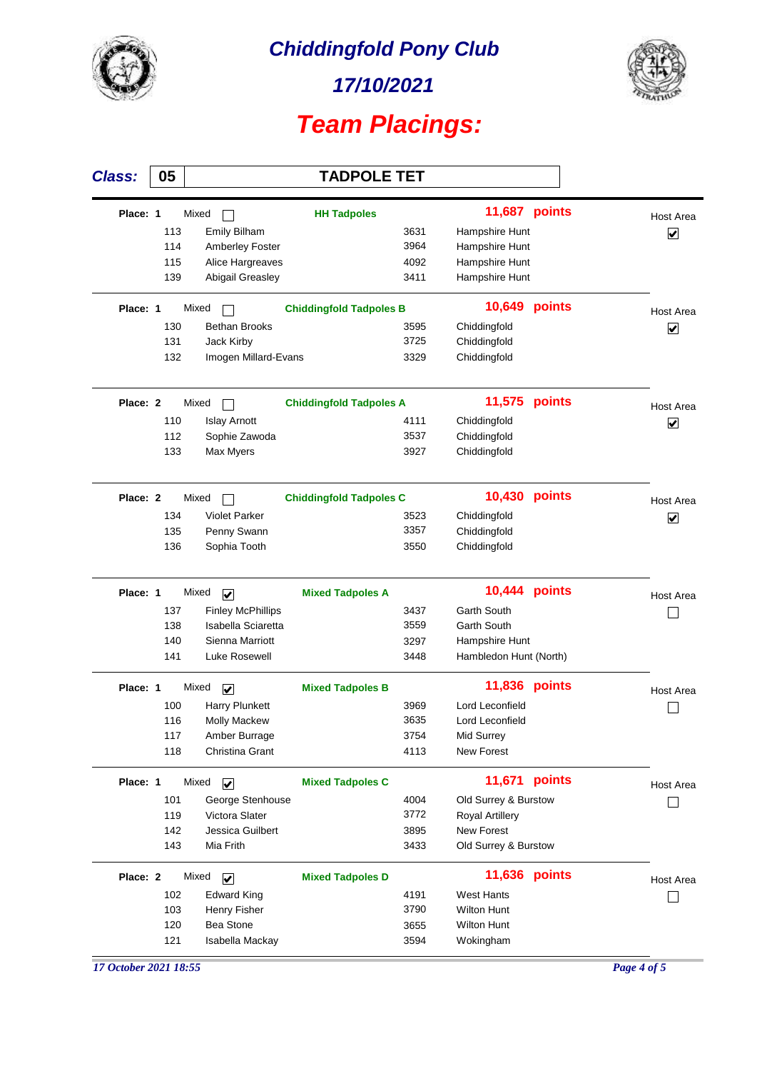# Chiddingfold Pony Club

## 17/10/2021

## Team Placings:

**Class:** 05 — **TADPOLE TET**

---

**Place: 1** | Mixed ☐ | **HH Tadpoles** | **11,687 points** | Host Area ☑

| No. | Name | Score | Branch |
|---|---|---|---|
| 113 | Emily Bilham | 3631 | Hampshire Hunt |
| 114 | Amberley Foster | 3964 | Hampshire Hunt |
| 115 | Alice Hargreaves | 4092 | Hampshire Hunt |
| 139 | Abigail Greasley | 3411 | Hampshire Hunt |

---

**Place: 1** | Mixed ☐ | **Chiddingfold Tadpoles B** | **10,649 points** | Host Area ☑

| No. | Name | Score | Branch |
|---|---|---|---|
| 130 | Bethan Brooks | 3595 | Chiddingfold |
| 131 | Jack Kirby | 3725 | Chiddingfold |
| 132 | Imogen Millard-Evans | 3329 | Chiddingfold |

---

**Place: 2** | Mixed ☐ | **Chiddingfold Tadpoles A** | **11,575 points** | Host Area ☑

| No. | Name | Score | Branch |
|---|---|---|---|
| 110 | Islay Arnott | 4111 | Chiddingfold |
| 112 | Sophie Zawoda | 3537 | Chiddingfold |
| 133 | Max Myers | 3927 | Chiddingfold |

---

**Place: 2** | Mixed ☐ | **Chiddingfold Tadpoles C** | **10,430 points** | Host Area ☑

| No. | Name | Score | Branch |
|---|---|---|---|
| 134 | Violet Parker | 3523 | Chiddingfold |
| 135 | Penny Swann | 3357 | Chiddingfold |
| 136 | Sophia Tooth | 3550 | Chiddingfold |

---

**Place: 1** | Mixed ☑ | **Mixed Tadpoles A** | **10,444 points** | Host Area ☐

| No. | Name | Score | Branch |
|---|---|---|---|
| 137 | Finley McPhillips | 3437 | Garth South |
| 138 | Isabella Sciaretta | 3559 | Garth South |
| 140 | Sienna Marriott | 3297 | Hampshire Hunt |
| 141 | Luke Rosewell | 3448 | Hambledon Hunt (North) |

---

**Place: 1** | Mixed ☑ | **Mixed Tadpoles B** | **11,836 points** | Host Area ☐

| No. | Name | Score | Branch |
|---|---|---|---|
| 100 | Harry Plunkett | 3969 | Lord Leconfield |
| 116 | Molly Mackew | 3635 | Lord Leconfield |
| 117 | Amber Burrage | 3754 | Mid Surrey |
| 118 | Christina Grant | 4113 | New Forest |

---

**Place: 1** | Mixed ☑ | **Mixed Tadpoles C** | **11,671 points** | Host Area ☐

| No. | Name | Score | Branch |
|---|---|---|---|
| 101 | George Stenhouse | 4004 | Old Surrey & Burstow |
| 119 | Victora Slater | 3772 | Royal Artillery |
| 142 | Jessica Guilbert | 3895 | New Forest |
| 143 | Mia Frith | 3433 | Old Surrey & Burstow |

---

**Place: 2** | Mixed ☑ | **Mixed Tadpoles D** | **11,636 points** | Host Area ☐

| No. | Name | Score | Branch |
|---|---|---|---|
| 102 | Edward King | 4191 | West Hants |
| 103 | Henry Fisher | 3790 | Wilton Hunt |
| 120 | Bea Stone | 3655 | Wilton Hunt |
| 121 | Isabella Mackay | 3594 | Wokingham |

*17 October 2021 18:55*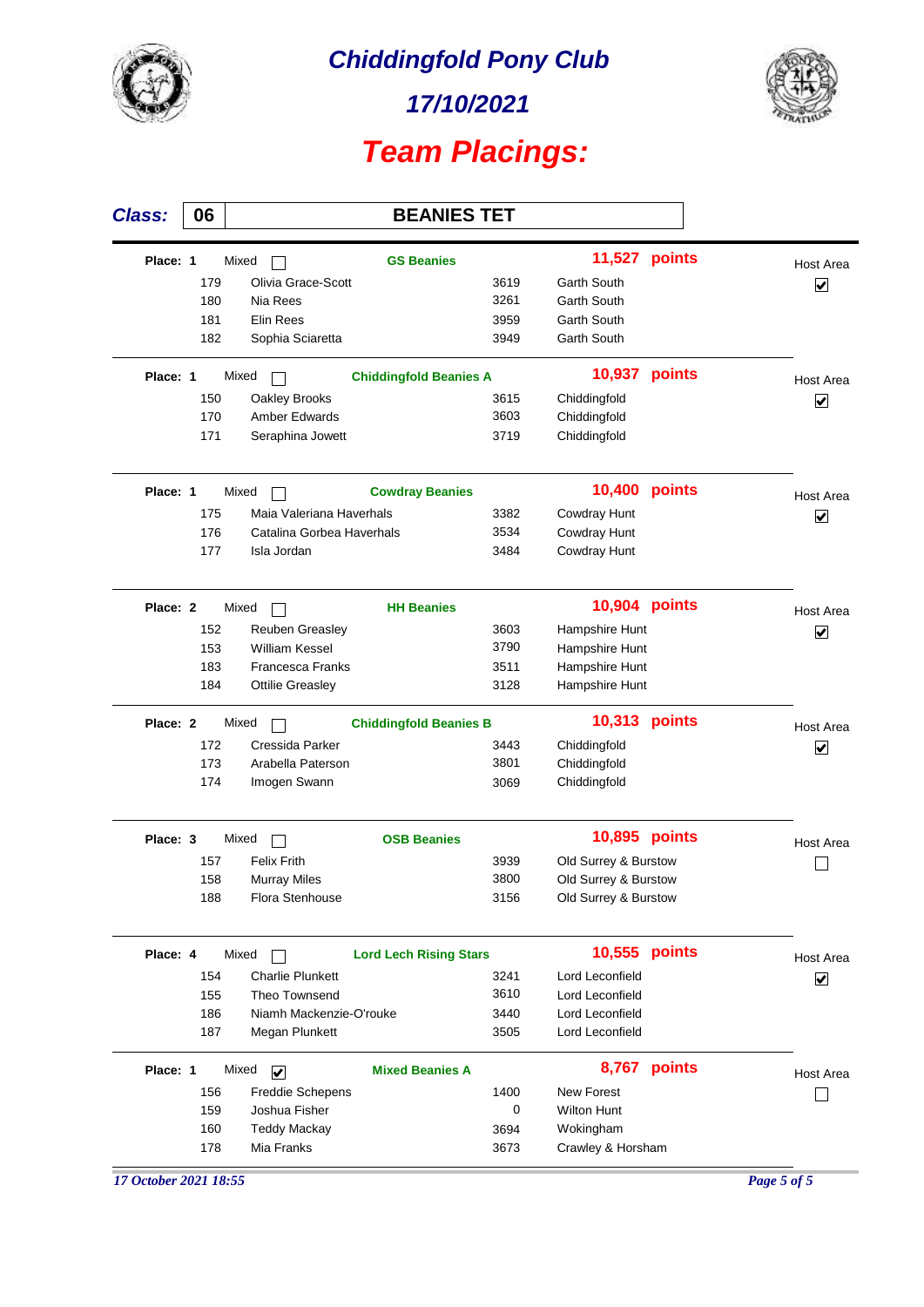# Chiddingfold Pony Club

## 17/10/2021

## Team Placings:

**Class:** 06 **BEANIES TET**

| | | | | |
|---|---|---|---|---|
| **Place: 1** | Mixed ☐ | **GS Beanies** | **11,527 points** | Host Area ☑ |
| 179 | Olivia Grace-Scott | 3619 | Garth South | |
| 180 | Nia Rees | 3261 | Garth South | |
| 181 | Elin Rees | 3959 | Garth South | |
| 182 | Sophia Sciaretta | 3949 | Garth South | |
| **Place: 1** | Mixed ☐ | **Chiddingfold Beanies A** | **10,937 points** | Host Area ☑ |
| 150 | Oakley Brooks | 3615 | Chiddingfold | |
| 170 | Amber Edwards | 3603 | Chiddingfold | |
| 171 | Seraphina Jowett | 3719 | Chiddingfold | |
| **Place: 1** | Mixed ☐ | **Cowdray Beanies** | **10,400 points** | Host Area ☑ |
| 175 | Maia Valeriana Haverhals | 3382 | Cowdray Hunt | |
| 176 | Catalina Gorbea Haverhals | 3534 | Cowdray Hunt | |
| 177 | Isla Jordan | 3484 | Cowdray Hunt | |
| **Place: 2** | Mixed ☐ | **HH Beanies** | **10,904 points** | Host Area ☑ |
| 152 | Reuben Greasley | 3603 | Hampshire Hunt | |
| 153 | William Kessel | 3790 | Hampshire Hunt | |
| 183 | Francesca Franks | 3511 | Hampshire Hunt | |
| 184 | Ottilie Greasley | 3128 | Hampshire Hunt | |
| **Place: 2** | Mixed ☐ | **Chiddingfold Beanies B** | **10,313 points** | Host Area ☑ |
| 172 | Cressida Parker | 3443 | Chiddingfold | |
| 173 | Arabella Paterson | 3801 | Chiddingfold | |
| 174 | Imogen Swann | 3069 | Chiddingfold | |
| **Place: 3** | Mixed ☐ | **OSB Beanies** | **10,895 points** | Host Area ☐ |
| 157 | Felix Frith | 3939 | Old Surrey & Burstow | |
| 158 | Murray Miles | 3800 | Old Surrey & Burstow | |
| 188 | Flora Stenhouse | 3156 | Old Surrey & Burstow | |
| **Place: 4** | Mixed ☐ | **Lord Lech Rising Stars** | **10,555 points** | Host Area ☑ |
| 154 | Charlie Plunkett | 3241 | Lord Leconfield | |
| 155 | Theo Townsend | 3610 | Lord Leconfield | |
| 186 | Niamh Mackenzie-O'rouke | 3440 | Lord Leconfield | |
| 187 | Megan Plunkett | 3505 | Lord Leconfield | |
| **Place: 1** | Mixed ☑ | **Mixed Beanies A** | **8,767 points** | Host Area ☐ |
| 156 | Freddie Schepens | 1400 | New Forest | |
| 159 | Joshua Fisher | 0 | Wilton Hunt | |
| 160 | Teddy Mackay | 3694 | Wokingham | |
| 178 | Mia Franks | 3673 | Crawley & Horsham | |

*17 October 2021 18:55*